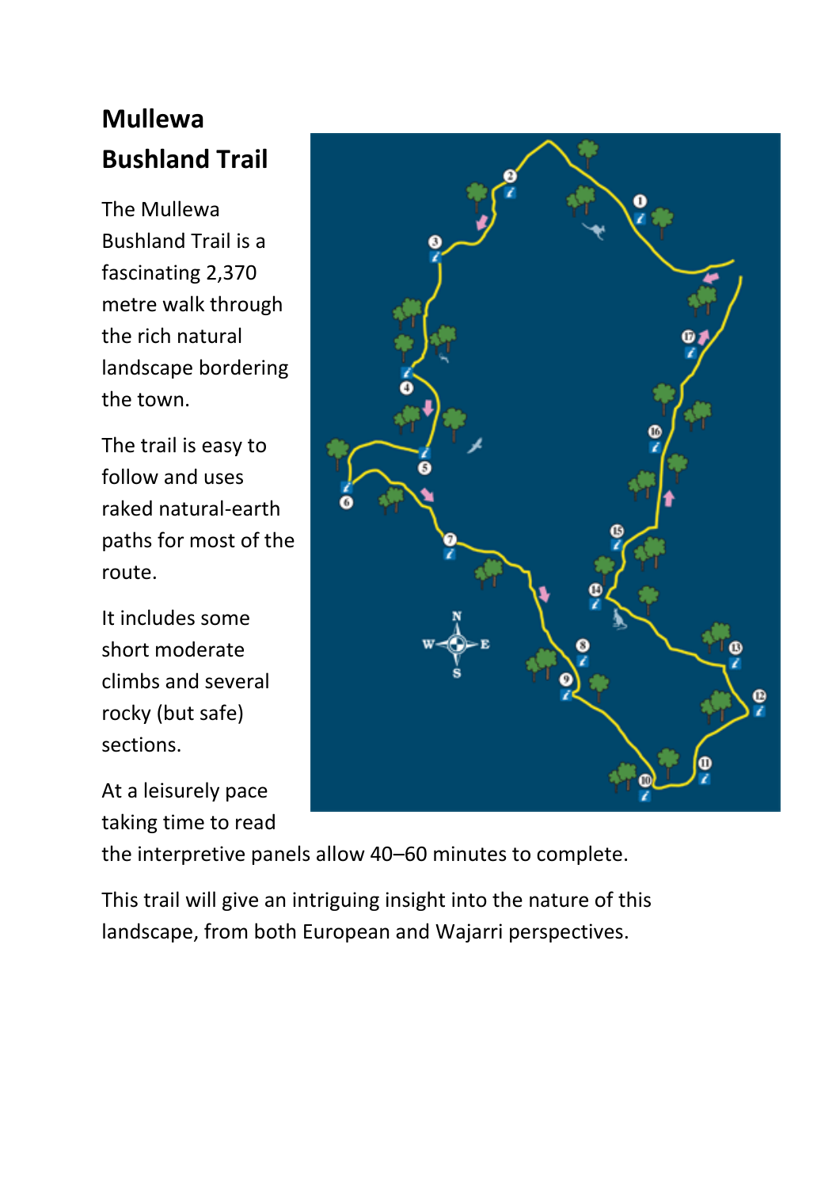# Mullewa Bushland Trail

The Mullewa Bushland Trail is a fascinating 2,370 metre walk through the rich natural landscape bordering the town.

The trail is easy to follow and uses raked natural-earth paths for most of the route.

It includes some short moderate climbs and several rocky (but safe) sections.

At a leisurely pace taking time to read the interpretive panels allow 40–60 minutes to complete.

This trail will give an intriguing insight into the nature of this landscape, from both European and Wajarri perspectives.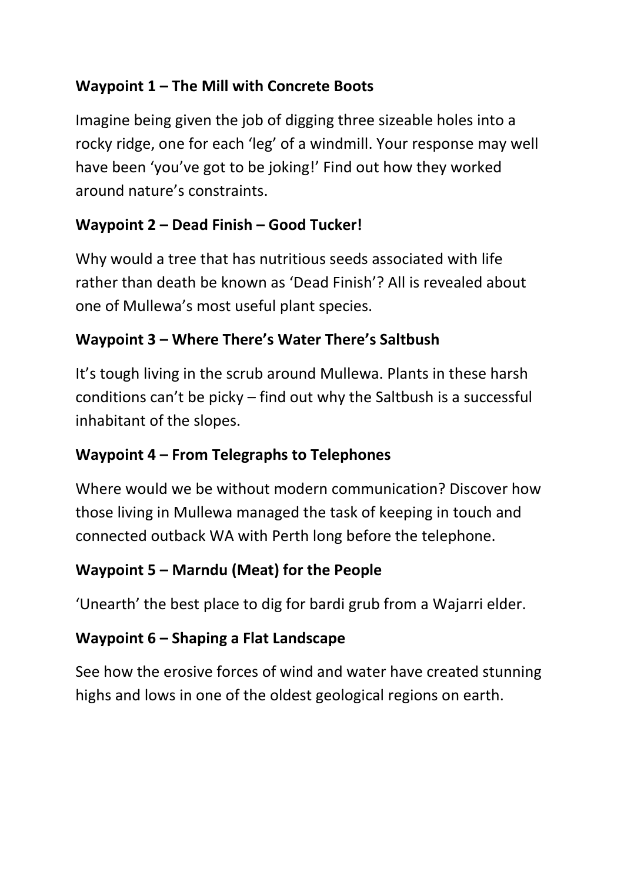**Waypoint 1 – The Mill with Concrete Boots**

Imagine being given the job of digging three sizeable holes into a rocky ridge, one for each 'leg' of a windmill. Your response may well have been 'you've got to be joking!' Find out how they worked around nature's constraints.

**Waypoint 2 – Dead Finish – Good Tucker!**

Why would a tree that has nutritious seeds associated with life rather than death be known as 'Dead Finish'? All is revealed about one of Mullewa's most useful plant species.

**Waypoint 3 – Where There's Water There's Saltbush**

It's tough living in the scrub around Mullewa. Plants in these harsh conditions can't be picky – find out why the Saltbush is a successful inhabitant of the slopes.

**Waypoint 4 – From Telegraphs to Telephones**

Where would we be without modern communication? Discover how those living in Mullewa managed the task of keeping in touch and connected outback WA with Perth long before the telephone.

**Waypoint 5 – Marndu (Meat) for the People**

'Unearth' the best place to dig for bardi grub from a Wajarri elder.

**Waypoint 6 – Shaping a Flat Landscape**

See how the erosive forces of wind and water have created stunning highs and lows in one of the oldest geological regions on earth.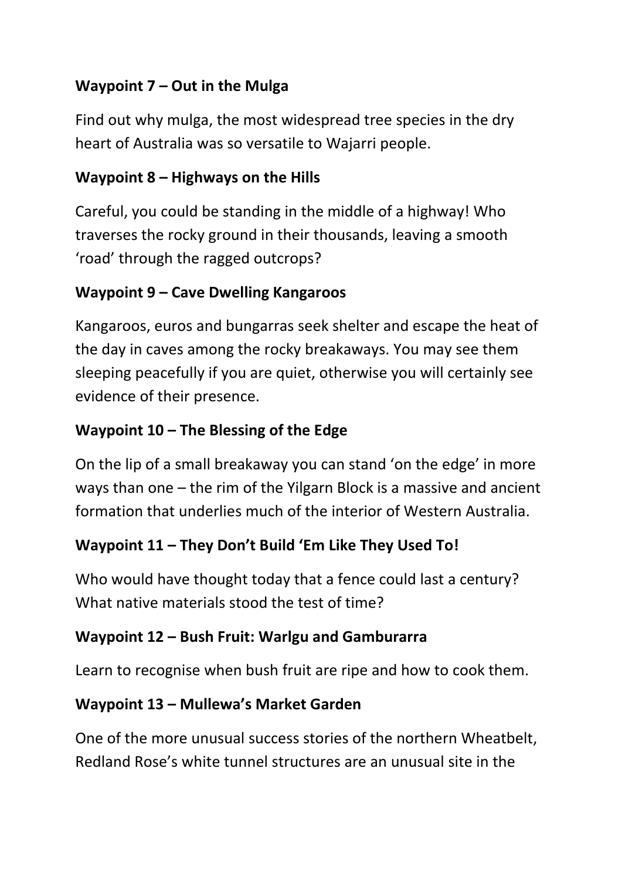**Waypoint 7 – Out in the Mulga**

Find out why mulga, the most widespread tree species in the dry heart of Australia was so versatile to Wajarri people.

**Waypoint 8 – Highways on the Hills**

Careful, you could be standing in the middle of a highway! Who traverses the rocky ground in their thousands, leaving a smooth 'road' through the ragged outcrops?

**Waypoint 9 – Cave Dwelling Kangaroos**

Kangaroos, euros and bungarras seek shelter and escape the heat of the day in caves among the rocky breakaways. You may see them sleeping peacefully if you are quiet, otherwise you will certainly see evidence of their presence.

**Waypoint 10 – The Blessing of the Edge**

On the lip of a small breakaway you can stand 'on the edge' in more ways than one – the rim of the Yilgarn Block is a massive and ancient formation that underlies much of the interior of Western Australia.

**Waypoint 11 – They Don't Build 'Em Like They Used To!**

Who would have thought today that a fence could last a century? What native materials stood the test of time?

**Waypoint 12 – Bush Fruit: Warlgu and Gamburarra**

Learn to recognise when bush fruit are ripe and how to cook them.

**Waypoint 13 – Mullewa's Market Garden**

One of the more unusual success stories of the northern Wheatbelt, Redland Rose's white tunnel structures are an unusual site in the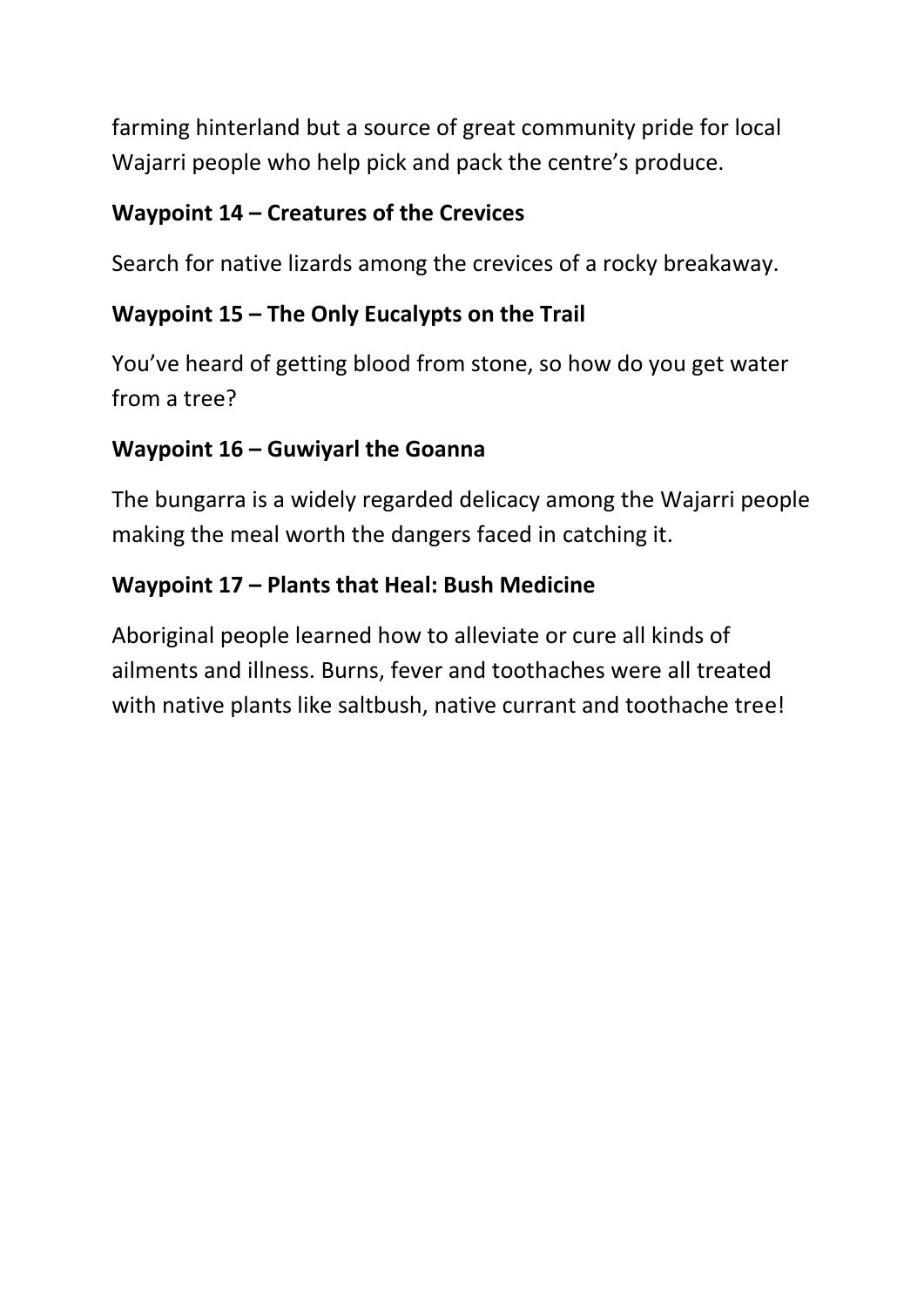farming hinterland but a source of great community pride for local Wajarri people who help pick and pack the centre's produce.

**Waypoint 14 – Creatures of the Crevices**

Search for native lizards among the crevices of a rocky breakaway.

**Waypoint 15 – The Only Eucalypts on the Trail**

You've heard of getting blood from stone, so how do you get water from a tree?

**Waypoint 16 – Guwiyarl the Goanna**

The bungarra is a widely regarded delicacy among the Wajarri people making the meal worth the dangers faced in catching it.

**Waypoint 17 – Plants that Heal: Bush Medicine**

Aboriginal people learned how to alleviate or cure all kinds of ailments and illness. Burns, fever and toothaches were all treated with native plants like saltbush, native currant and toothache tree!